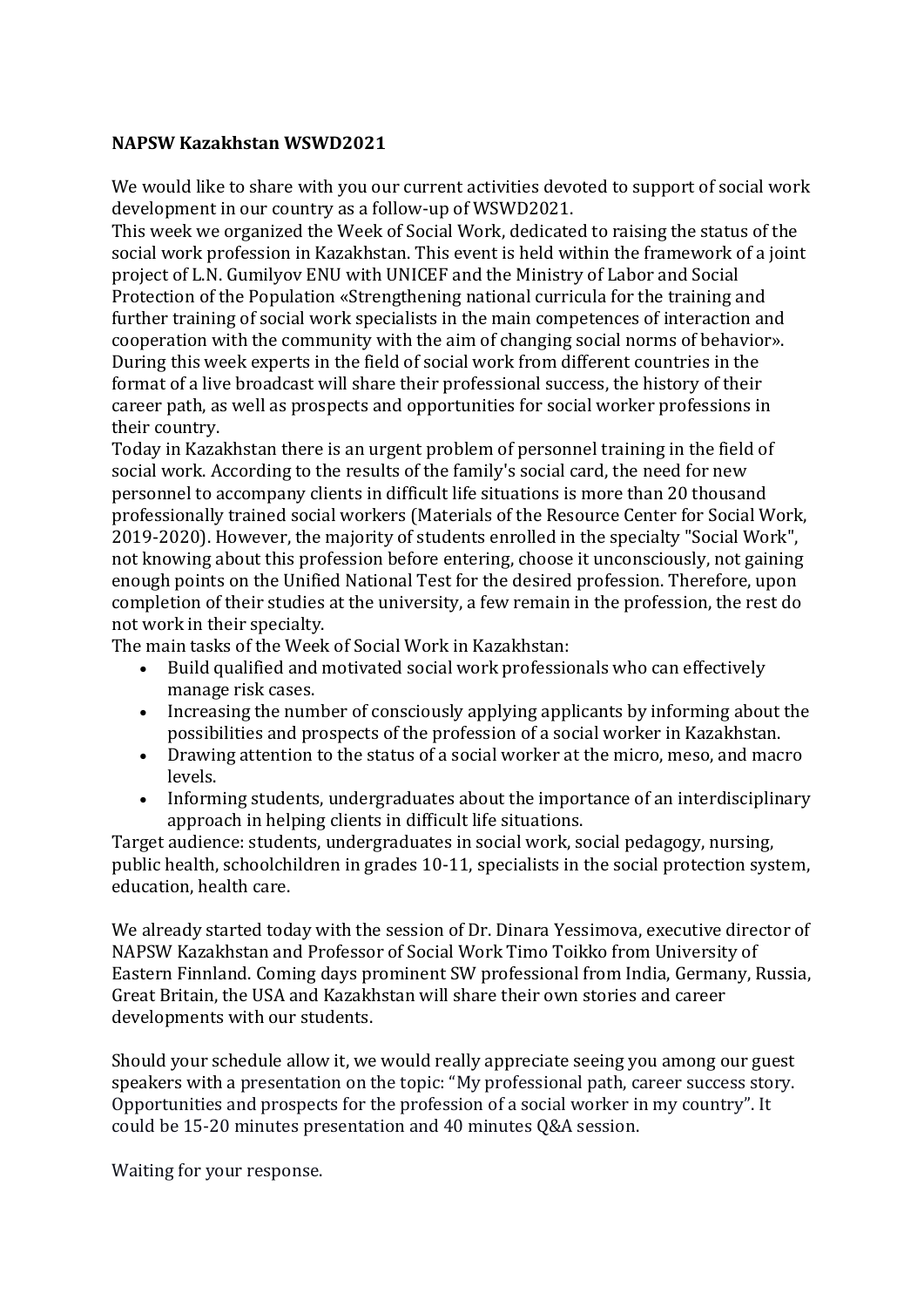**NAPSW Kazakhstan WSWD2021**

We would like to share with you our current activities devoted to support of social work development in our country as a follow-up of WSWD2021.

This week we organized the Week of Social Work, dedicated to raising the status of the social work profession in Kazakhstan. This event is held within the framework of a joint project of L.N. Gumilyov ENU with UNICEF and the Ministry of Labor and Social Protection of the Population «Strengthening national curricula for the training and further training of social work specialists in the main competences of interaction and cooperation with the community with the aim of changing social norms of behavior».

During this week experts in the field of social work from different countries in the format of a live broadcast will share their professional success, the history of their career path, as well as prospects and opportunities for social worker professions in their country.

Today in Kazakhstan there is an urgent problem of personnel training in the field of social work. According to the results of the family's social card, the need for new personnel to accompany clients in difficult life situations is more than 20 thousand professionally trained social workers (Materials of the Resource Center for Social Work, 2019-2020). However, the majority of students enrolled in the specialty "Social Work", not knowing about this profession before entering, choose it unconsciously, not gaining enough points on the Unified National Test for the desired profession. Therefore, upon completion of their studies at the university, a few remain in the profession, the rest do not work in their specialty.

The main tasks of the Week of Social Work in Kazakhstan:

- Build qualified and motivated social work professionals who can effectively manage risk cases.
- Increasing the number of consciously applying applicants by informing about the possibilities and prospects of the profession of a social worker in Kazakhstan.
- Drawing attention to the status of a social worker at the micro, meso, and macro levels.
- Informing students, undergraduates about the importance of an interdisciplinary approach in helping clients in difficult life situations.

Target audience: students, undergraduates in social work, social pedagogy, nursing, public health, schoolchildren in grades 10-11, specialists in the social protection system, education, health care.

We already started today with the session of Dr. Dinara Yessimova, executive director of NAPSW Kazakhstan and Professor of Social Work Timo Toikko from University of Eastern Finnland. Coming days prominent SW professional from India, Germany, Russia, Great Britain, the USA and Kazakhstan will share their own stories and career developments with our students.

Should your schedule allow it, we would really appreciate seeing you among our guest speakers with a presentation on the topic: "My professional path, career success story. Opportunities and prospects for the profession of a social worker in my country". It could be 15-20 minutes presentation and 40 minutes Q&A session.

Waiting for your response.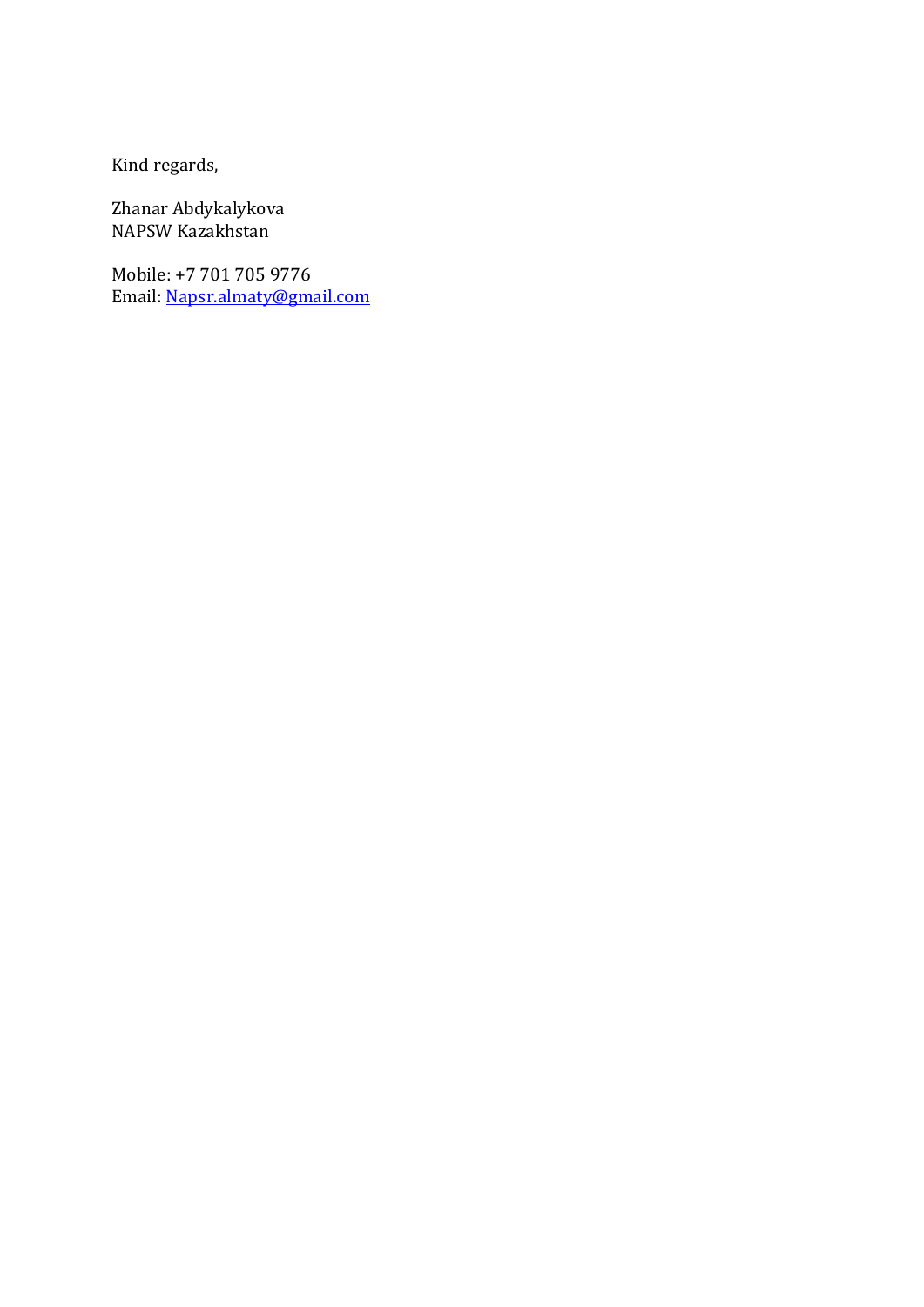Kind regards,

Zhanar Abdykalykova  
NAPSW Kazakhstan

Mobile: +7 701 705 9776  
Email: Napsr.almaty@gmail.com